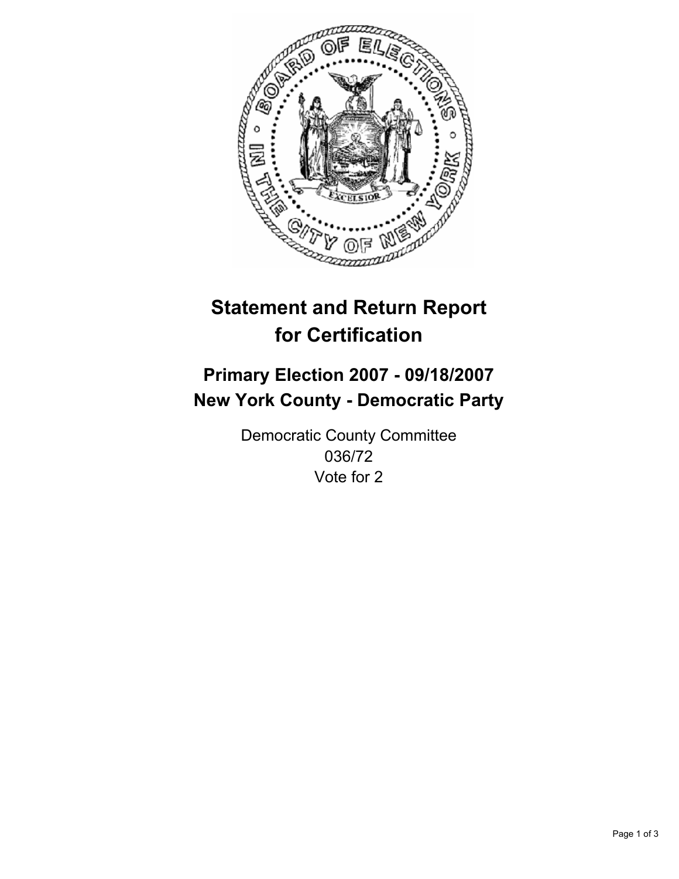# Statement and Return Report for Certification

## Primary Election 2007 - 09/18/2007
## New York County - Democratic Party

Democratic County Committee
036/72
Vote for 2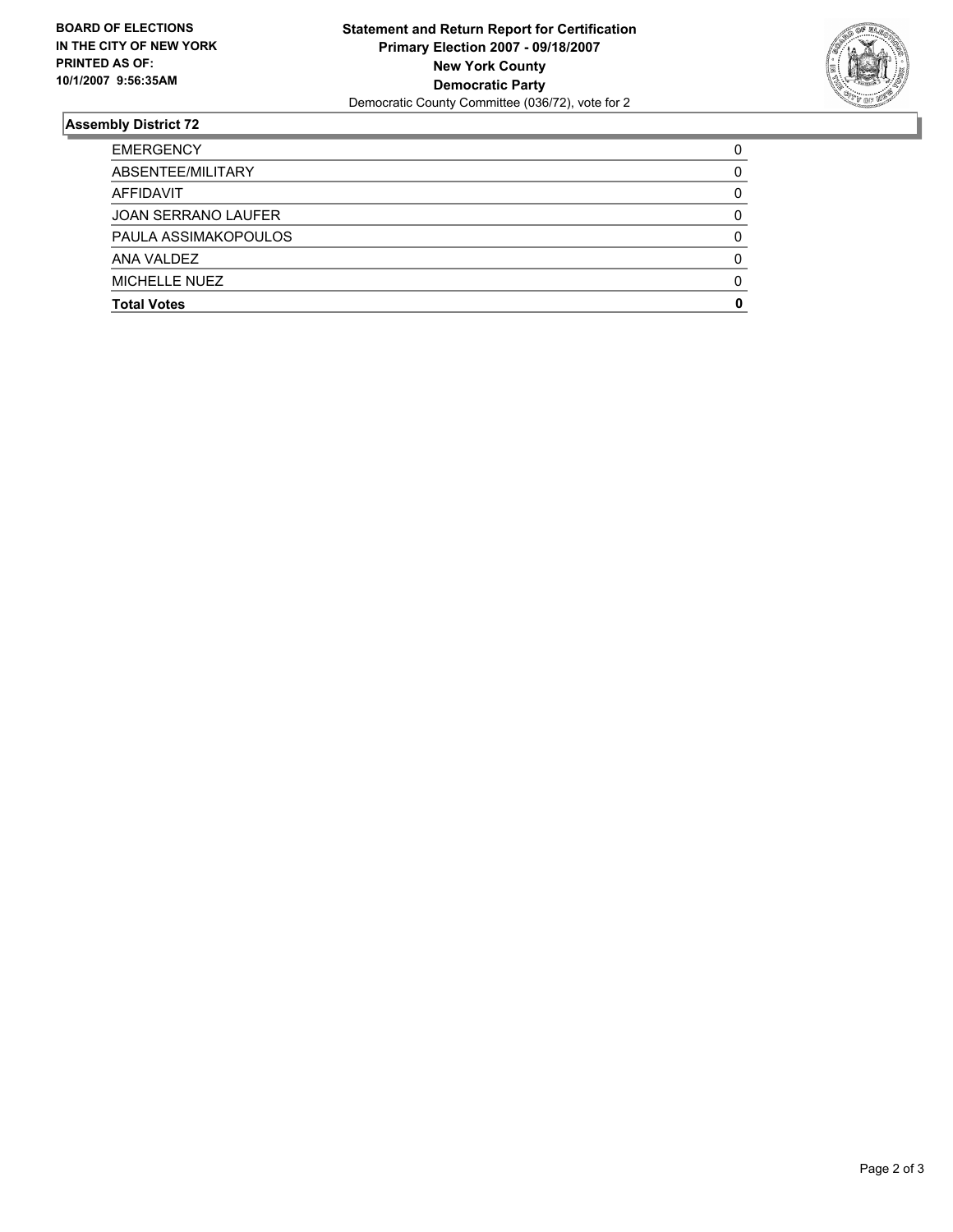**BOARD OF ELECTIONS IN THE CITY OF NEW YORK PRINTED AS OF: 10/1/2007 9:56:35AM**

**Statement and Return Report for Certification**
**Primary Election 2007 - 09/18/2007**
**New York County**
**Democratic Party**
Democratic County Committee (036/72), vote for 2

## Assembly District 72

| | |
|---|---|
| EMERGENCY | 0 |
| ABSENTEE/MILITARY | 0 |
| AFFIDAVIT | 0 |
| JOAN SERRANO LAUFER | 0 |
| PAULA ASSIMAKOPOULOS | 0 |
| ANA VALDEZ | 0 |
| MICHELLE NUEZ | 0 |
| **Total Votes** | **0** |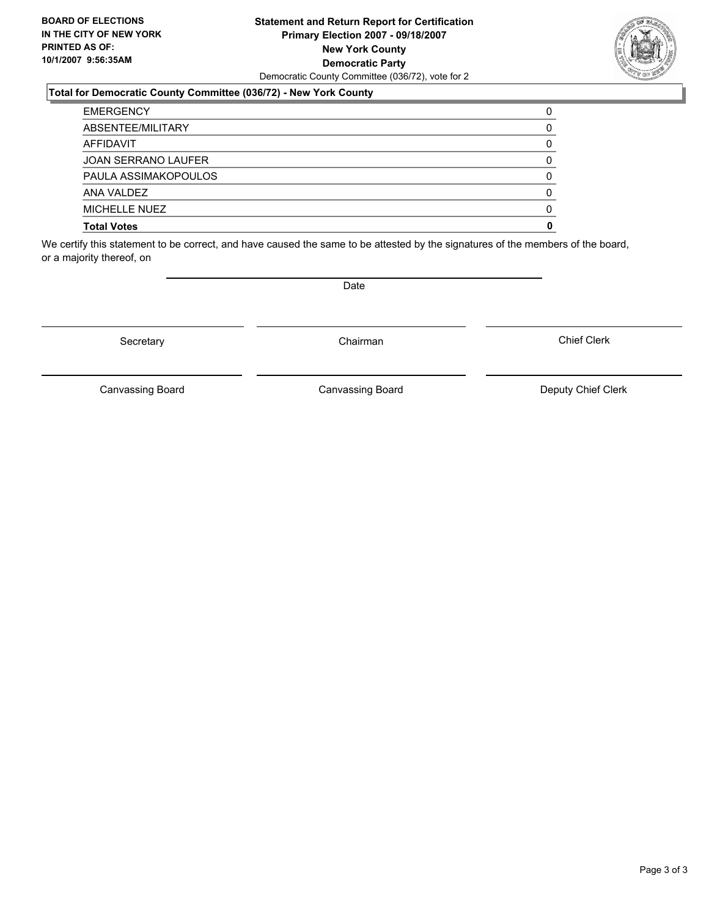**BOARD OF ELECTIONS IN THE CITY OF NEW YORK PRINTED AS OF: 10/1/2007 9:56:35AM**

**Statement and Return Report for Certification**
**Primary Election 2007 - 09/18/2007**
**New York County**
**Democratic Party**
Democratic County Committee (036/72), vote for 2

**Total for Democratic County Committee (036/72) - New York County**

| | |
|---|---|
| EMERGENCY | 0 |
| ABSENTEE/MILITARY | 0 |
| AFFIDAVIT | 0 |
| JOAN SERRANO LAUFER | 0 |
| PAULA ASSIMAKOPOULOS | 0 |
| ANA VALDEZ | 0 |
| MICHELLE NUEZ | 0 |
| **Total Votes** | **0** |

We certify this statement to be correct, and have caused the same to be attested by the signatures of the members of the board, or a majority thereof, on

Date

Secretary | Chairman | Chief Clerk

Canvassing Board | Canvassing Board | Deputy Chief Clerk